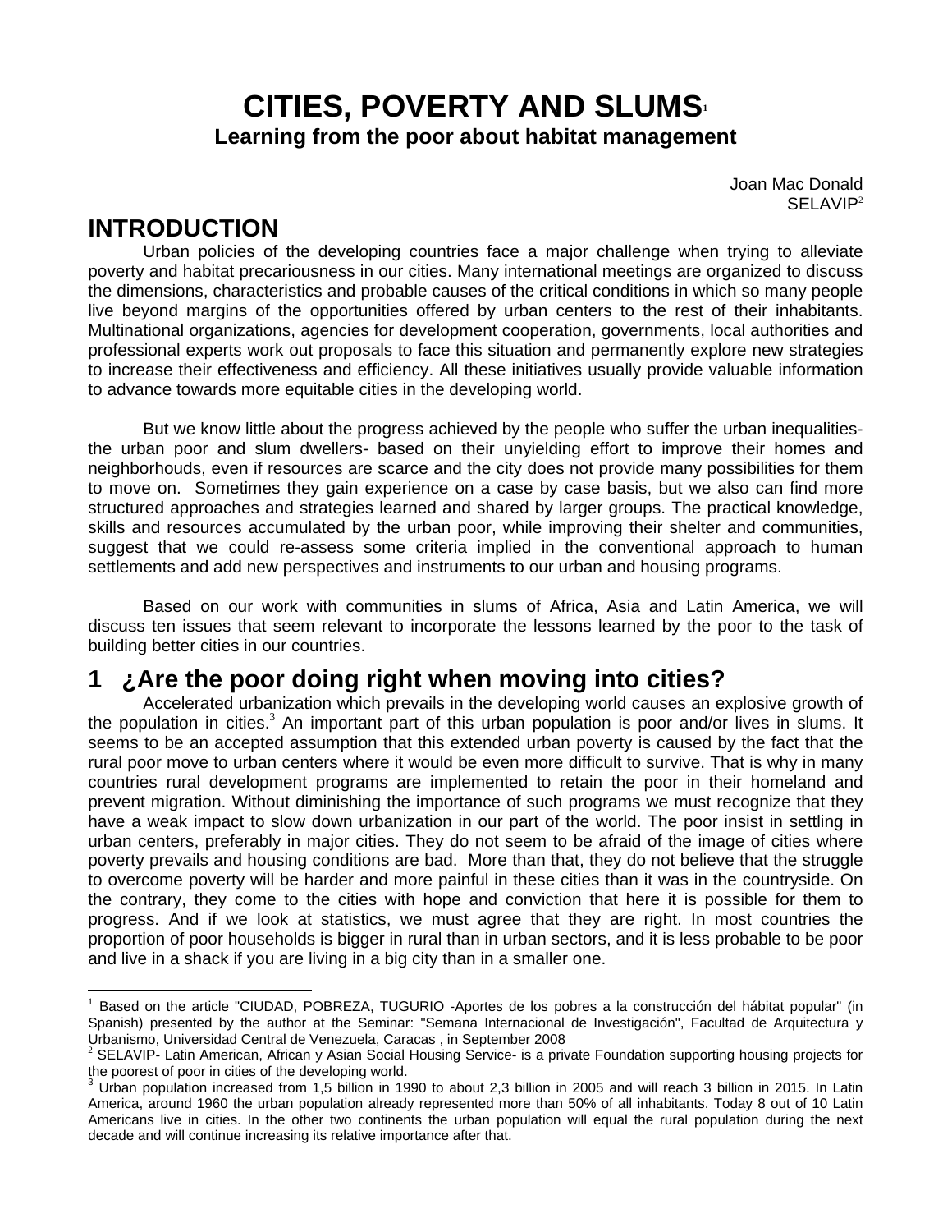# CITIES, POVERTY AND SLUMS[1]

## Learning from the poor about habitat management

Joan Mac Donald
SELAVIP[2]

## INTRODUCTION

Urban policies of the developing countries face a major challenge when trying to alleviate poverty and habitat precariousness in our cities. Many international meetings are organized to discuss the dimensions, characteristics and probable causes of the critical conditions in which so many people live beyond margins of the opportunities offered by urban centers to the rest of their inhabitants. Multinational organizations, agencies for development cooperation, governments, local authorities and professional experts work out proposals to face this situation and permanently explore new strategies to increase their effectiveness and efficiency. All these initiatives usually provide valuable information to advance towards more equitable cities in the developing world.

But we know little about the progress achieved by the people who suffer the urban inequalities- the urban poor and slum dwellers- based on their unyielding effort to improve their homes and neighborhouds, even if resources are scarce and the city does not provide many possibilities for them to move on. Sometimes they gain experience on a case by case basis, but we also can find more structured approaches and strategies learned and shared by larger groups. The practical knowledge, skills and resources accumulated by the urban poor, while improving their shelter and communities, suggest that we could re-assess some criteria implied in the conventional approach to human settlements and add new perspectives and instruments to our urban and housing programs.

Based on our work with communities in slums of Africa, Asia and Latin America, we will discuss ten issues that seem relevant to incorporate the lessons learned by the poor to the task of building better cities in our countries.

## 1 ¿Are the poor doing right when moving into cities?

Accelerated urbanization which prevails in the developing world causes an explosive growth of the population in cities.[3] An important part of this urban population is poor and/or lives in slums. It seems to be an accepted assumption that this extended urban poverty is caused by the fact that the rural poor move to urban centers where it would be even more difficult to survive. That is why in many countries rural development programs are implemented to retain the poor in their homeland and prevent migration. Without diminishing the importance of such programs we must recognize that they have a weak impact to slow down urbanization in our part of the world. The poor insist in settling in urban centers, preferably in major cities. They do not seem to be afraid of the image of cities where poverty prevails and housing conditions are bad. More than that, they do not believe that the struggle to overcome poverty will be harder and more painful in these cities than it was in the countryside. On the contrary, they come to the cities with hope and conviction that here it is possible for them to progress. And if we look at statistics, we must agree that they are right. In most countries the proportion of poor households is bigger in rural than in urban sectors, and it is less probable to be poor and live in a shack if you are living in a big city than in a smaller one.

---

[1] Based on the article "CIUDAD, POBREZA, TUGURIO -Aportes de los pobres a la construcción del hábitat popular" (in Spanish) presented by the author at the Seminar: "Semana Internacional de Investigación", Facultad de Arquitectura y Urbanismo, Universidad Central de Venezuela, Caracas , in September 2008

[2] SELAVIP- Latin American, African y Asian Social Housing Service- is a private Foundation supporting housing projects for the poorest of poor in cities of the developing world.

[3] Urban population increased from 1,5 billion in 1990 to about 2,3 billion in 2005 and will reach 3 billion in 2015. In Latin America, around 1960 the urban population already represented more than 50% of all inhabitants. Today 8 out of 10 Latin Americans live in cities. In the other two continents the urban population will equal the rural population during the next decade and will continue increasing its relative importance after that.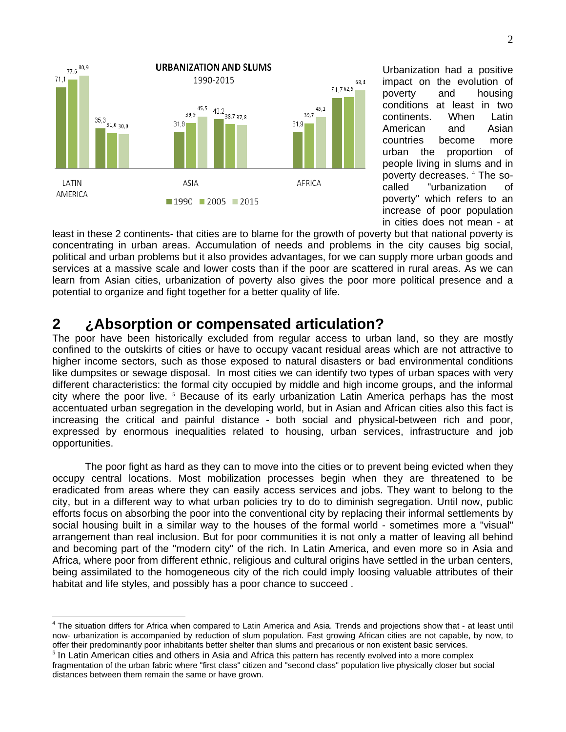**URBANIZATION AND SLUMS**

1990-2015

| | 1990 | 2005 | 2015 |
|---|---|---|---|
| LATIN AMERICA | 71,1 | 77,6 | 80,9 |
| | 35,3 | 31,0 | 30,0 |
| ASIA | 31,9 | 39,9 | 45,5 |
| | 43,2 | 38,7 | 37,8 |
| AFRICA | 31,9 | 39,7 | 45,1 |
| | 61,7 | 62,5 | 68,4 |

Urbanization had a positive impact on the evolution of poverty and housing conditions at least in two continents. When Latin American and Asian countries become more urban the proportion of people living in slums and in poverty decreases. [4] The so-called "urbanization of poverty" which refers to an increase of poor population in cities does not mean - at least in these 2 continents- that cities are to blame for the growth of poverty but that national poverty is concentrating in urban areas. Accumulation of needs and problems in the city causes big social, political and urban problems but it also provides advantages, for we can supply more urban goods and services at a massive scale and lower costs than if the poor are scattered in rural areas. As we can learn from Asian cities, urbanization of poverty also gives the poor more political presence and a potential to organize and fight together for a better quality of life.

# 2 ¿Absorption or compensated articulation?

The poor have been historically excluded from regular access to urban land, so they are mostly confined to the outskirts of cities or have to occupy vacant residual areas which are not attractive to higher income sectors, such as those exposed to natural disasters or bad environmental conditions like dumpsites or sewage disposal. In most cities we can identify two types of urban spaces with very different characteristics: the formal city occupied by middle and high income groups, and the informal city where the poor live. [5] Because of its early urbanization Latin America perhaps has the most accentuated urban segregation in the developing world, but in Asian and African cities also this fact is increasing the critical and painful distance - both social and physical-between rich and poor, expressed by enormous inequalities related to housing, urban services, infrastructure and job opportunities.

The poor fight as hard as they can to move into the cities or to prevent being evicted when they occupy central locations. Most mobilization processes begin when they are threatened to be eradicated from areas where they can easily access services and jobs. They want to belong to the city, but in a different way to what urban policies try to do to diminish segregation. Until now, public efforts focus on absorbing the poor into the conventional city by replacing their informal settlements by social housing built in a similar way to the houses of the formal world - sometimes more a "visual" arrangement than real inclusion. But for poor communities it is not only a matter of leaving all behind and becoming part of the "modern city" of the rich. In Latin America, and even more so in Asia and Africa, where poor from different ethnic, religious and cultural origins have settled in the urban centers, being assimilated to the homogeneous city of the rich could imply loosing valuable attributes of their habitat and life styles, and possibly has a poor chance to succeed .

---

[4] The situation differs for Africa when compared to Latin America and Asia. Trends and projections show that - at least until now- urbanization is accompanied by reduction of slum population. Fast growing African cities are not capable, by now, to offer their predominantly poor inhabitants better shelter than slums and precarious or non existent basic services.

[5] In Latin American cities and others in Asia and Africa this pattern has recently evolved into a more complex fragmentation of the urban fabric where "first class" citizen and "second class" population live physically closer but social distances between them remain the same or have grown.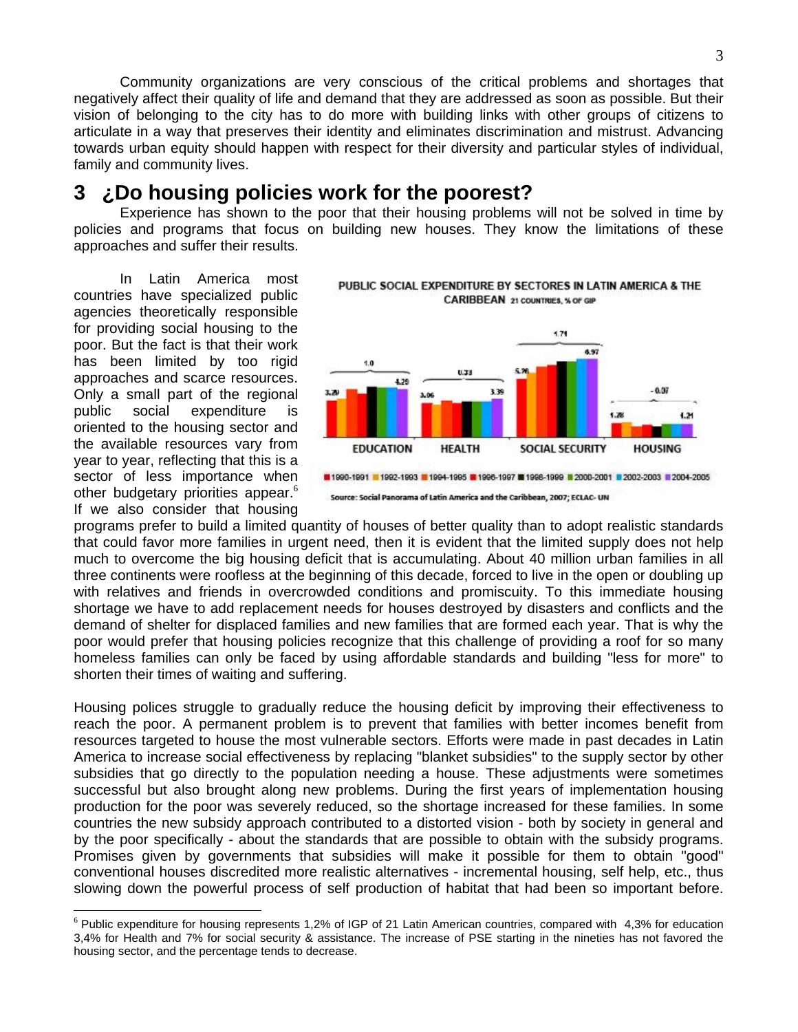Community organizations are very conscious of the critical problems and shortages that negatively affect their quality of life and demand that they are addressed as soon as possible. But their vision of belonging to the city has to do more with building links with other groups of citizens to articulate in a way that preserves their identity and eliminates discrimination and mistrust. Advancing towards urban equity should happen with respect for their diversity and particular styles of individual, family and community lives.

## 3 ¿Do housing policies work for the poorest?

Experience has shown to the poor that their housing problems will not be solved in time by policies and programs that focus on building new houses. They know the limitations of these approaches and suffer their results.

In Latin America most countries have specialized public agencies theoretically responsible for providing social housing to the poor. But the fact is that their work has been limited by too rigid approaches and scarce resources. Only a small part of the regional public social expenditure is oriented to the housing sector and the available resources vary from year to year, reflecting that this is a sector of less importance when other budgetary priorities appear.[6] If we also consider that housing programs prefer to build a limited quantity of houses of better quality than to adopt realistic standards that could favor more families in urgent need, then it is evident that the limited supply does not help much to overcome the big housing deficit that is accumulating. About 40 million urban families in all three continents were roofless at the beginning of this decade, forced to live in the open or doubling up with relatives and friends in overcrowded conditions and promiscuity. To this immediate housing shortage we have to add replacement needs for houses destroyed by disasters and conflicts and the demand of shelter for displaced families and new families that are formed each year. That is why the poor would prefer that housing policies recognize that this challenge of providing a roof for so many homeless families can only be faced by using affordable standards and building "less for more" to shorten their times of waiting and suffering.

PUBLIC SOCIAL EXPENDITURE BY SECTORES IN LATIN AMERICA & THE CARIBBEAN 21 COUNTRIES, % OF GIP

Source: Social Panorama of Latin America and the Caribbean, 2007; ECLAC- UN

Housing polices struggle to gradually reduce the housing deficit by improving their effectiveness to reach the poor. A permanent problem is to prevent that families with better incomes benefit from resources targeted to house the most vulnerable sectors. Efforts were made in past decades in Latin America to increase social effectiveness by replacing "blanket subsidies" to the supply sector by other subsidies that go directly to the population needing a house. These adjustments were sometimes successful but also brought along new problems. During the first years of implementation housing production for the poor was severely reduced, so the shortage increased for these families. In some countries the new subsidy approach contributed to a distorted vision - both by society in general and by the poor specifically - about the standards that are possible to obtain with the subsidy programs. Promises given by governments that subsidies will make it possible for them to obtain "good" conventional houses discredited more realistic alternatives - incremental housing, self help, etc., thus slowing down the powerful process of self production of habitat that had been so important before.

[6] Public expenditure for housing represents 1,2% of IGP of 21 Latin American countries, compared with 4,3% for education 3,4% for Health and 7% for social security & assistance. The increase of PSE starting in the nineties has not favored the housing sector, and the percentage tends to decrease.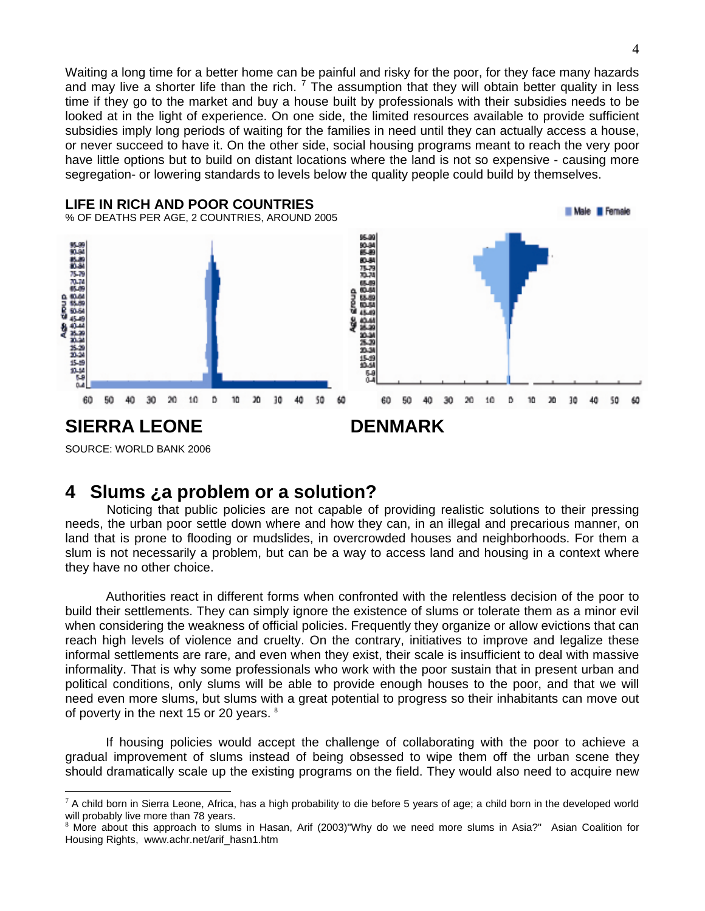Waiting a long time for a better home can be painful and risky for the poor, for they face many hazards and may live a shorter life than the rich. [7] The assumption that they will obtain better quality in less time if they go to the market and buy a house built by professionals with their subsidies needs to be looked at in the light of experience. On one side, the limited resources available to provide sufficient subsidies imply long periods of waiting for the families in need until they can actually access a house, or never succeed to have it. On the other side, social housing programs meant to reach the very poor have little options but to build on distant locations where the land is not so expensive - causing more segregation- or lowering standards to levels below the quality people could build by themselves.

**LIE IN RICH AND POOR COUNTRIES**

% OF DEATHS PER AGE, 2 COUNTRIES, AROUND 2005

**SIERRA LEONE** **DENMARK**

SOURCE: WORLD BANK 2006

## 4 Slums ¿a problem or a solution?

Noticing that public policies are not capable of providing realistic solutions to their pressing needs, the urban poor settle down where and how they can, in an illegal and precarious manner, on land that is prone to flooding or mudslides, in overcrowded houses and neighborhoods. For them a slum is not necessarily a problem, but can be a way to access land and housing in a context where they have no other choice.

Authorities react in different forms when confronted with the relentless decision of the poor to build their settlements. They can simply ignore the existence of slums or tolerate them as a minor evil when considering the weakness of official policies. Frequently they organize or allow evictions that can reach high levels of violence and cruelty. On the contrary, initiatives to improve and legalize these informal settlements are rare, and even when they exist, their scale is insufficient to deal with massive informality. That is why some professionals who work with the poor sustain that in present urban and political conditions, only slums will be able to provide enough houses to the poor, and that we will need even more slums, but slums with a great potential to progress so their inhabitants can move out of poverty in the next 15 or 20 years. [8]

If housing policies would accept the challenge of collaborating with the poor to achieve a gradual improvement of slums instead of being obsessed to wipe them off the urban scene they should dramatically scale up the existing programs on the field. They would also need to acquire new

---

[7] A child born in Sierra Leone, Africa, has a high probability to die before 5 years of age; a child born in the developed world will probably live more than 78 years.

[8] More about this approach to slums in Hasan, Arif (2003)"Why do we need more slums in Asia?" Asian Coalition for Housing Rights, www.achr.net/arif_hasn1.htm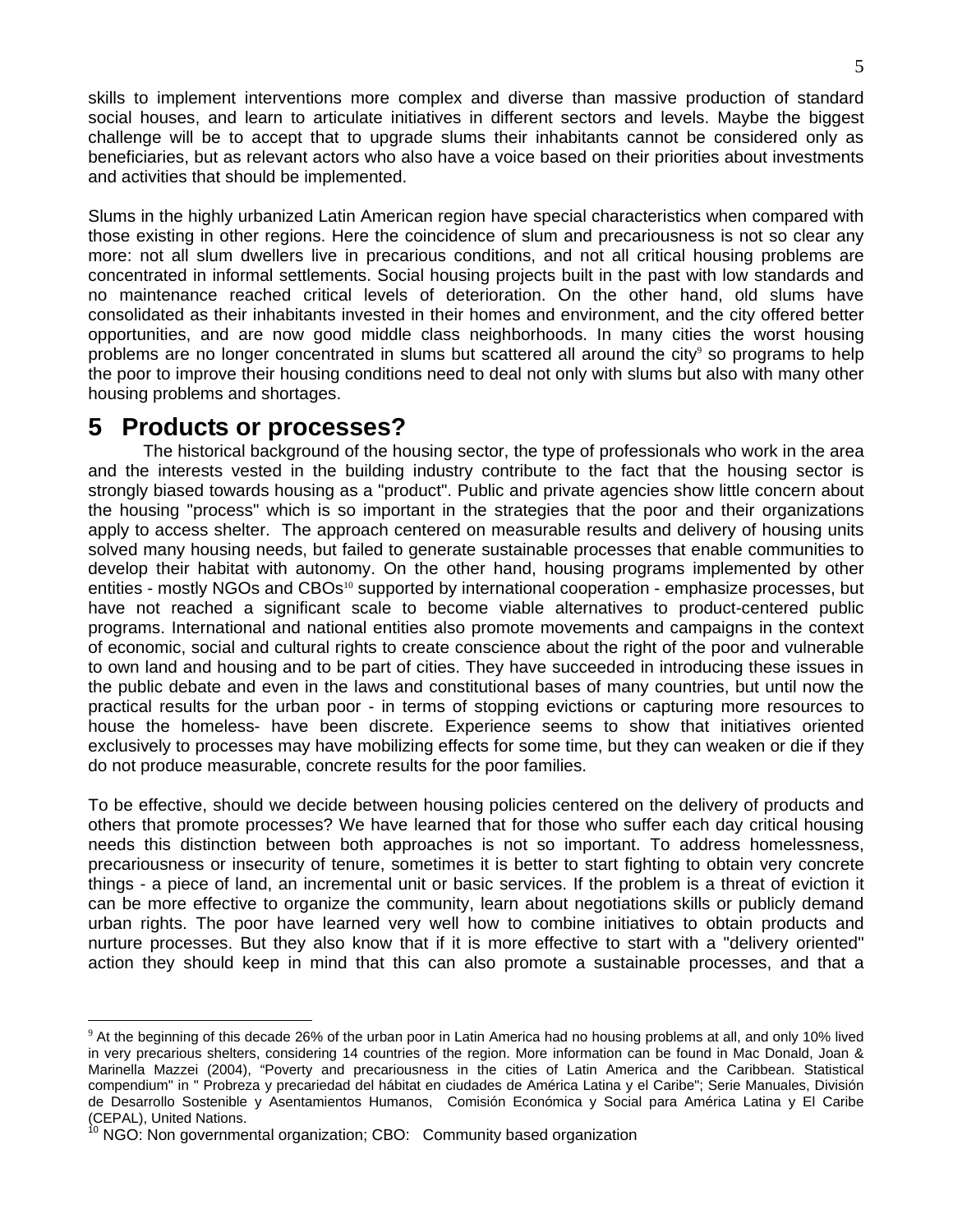skills to implement interventions more complex and diverse than massive production of standard social houses, and learn to articulate initiatives in different sectors and levels. Maybe the biggest challenge will be to accept that to upgrade slums their inhabitants cannot be considered only as beneficiaries, but as relevant actors who also have a voice based on their priorities about investments and activities that should be implemented.

Slums in the highly urbanized Latin American region have special characteristics when compared with those existing in other regions. Here the coincidence of slum and precariousness is not so clear any more: not all slum dwellers live in precarious conditions, and not all critical housing problems are concentrated in informal settlements. Social housing projects built in the past with low standards and no maintenance reached critical levels of deterioration. On the other hand, old slums have consolidated as their inhabitants invested in their homes and environment, and the city offered better opportunities, and are now good middle class neighborhoods. In many cities the worst housing problems are no longer concentrated in slums but scattered all around the city[9] so programs to help the poor to improve their housing conditions need to deal not only with slums but also with many other housing problems and shortages.

# 5 Products or processes?

The historical background of the housing sector, the type of professionals who work in the area and the interests vested in the building industry contribute to the fact that the housing sector is strongly biased towards housing as a "product". Public and private agencies show little concern about the housing "process" which is so important in the strategies that the poor and their organizations apply to access shelter. The approach centered on measurable results and delivery of housing units solved many housing needs, but failed to generate sustainable processes that enable communities to develop their habitat with autonomy. On the other hand, housing programs implemented by other entities - mostly NGOs and CBOs[10] supported by international cooperation - emphasize processes, but have not reached a significant scale to become viable alternatives to product-centered public programs. International and national entities also promote movements and campaigns in the context of economic, social and cultural rights to create conscience about the right of the poor and vulnerable to own land and housing and to be part of cities. They have succeeded in introducing these issues in the public debate and even in the laws and constitutional bases of many countries, but until now the practical results for the urban poor - in terms of stopping evictions or capturing more resources to house the homeless- have been discrete. Experience seems to show that initiatives oriented exclusively to processes may have mobilizing effects for some time, but they can weaken or die if they do not produce measurable, concrete results for the poor families.

To be effective, should we decide between housing policies centered on the delivery of products and others that promote processes? We have learned that for those who suffer each day critical housing needs this distinction between both approaches is not so important. To address homelessness, precariousness or insecurity of tenure, sometimes it is better to start fighting to obtain very concrete things - a piece of land, an incremental unit or basic services. If the problem is a threat of eviction it can be more effective to organize the community, learn about negotiations skills or publicly demand urban rights. The poor have learned very well how to combine initiatives to obtain products and nurture processes. But they also know that if it is more effective to start with a "delivery oriented" action they should keep in mind that this can also promote a sustainable processes, and that a

---

[9] At the beginning of this decade 26% of the urban poor in Latin America had no housing problems at all, and only 10% lived in very precarious shelters, considering 14 countries of the region. More information can be found in Mac Donald, Joan & Marinella Mazzei (2004), "Poverty and precariousness in the cities of Latin America and the Caribbean. Statistical compendium" in " Probreza y precariedad del hábitat en ciudades de América Latina y el Caribe"; Serie Manuales, División de Desarrollo Sostenible y Asentamientos Humanos, Comisión Económica y Social para América Latina y El Caribe (CEPAL), United Nations.

[10] NGO: Non governmental organization; CBO: Community based organization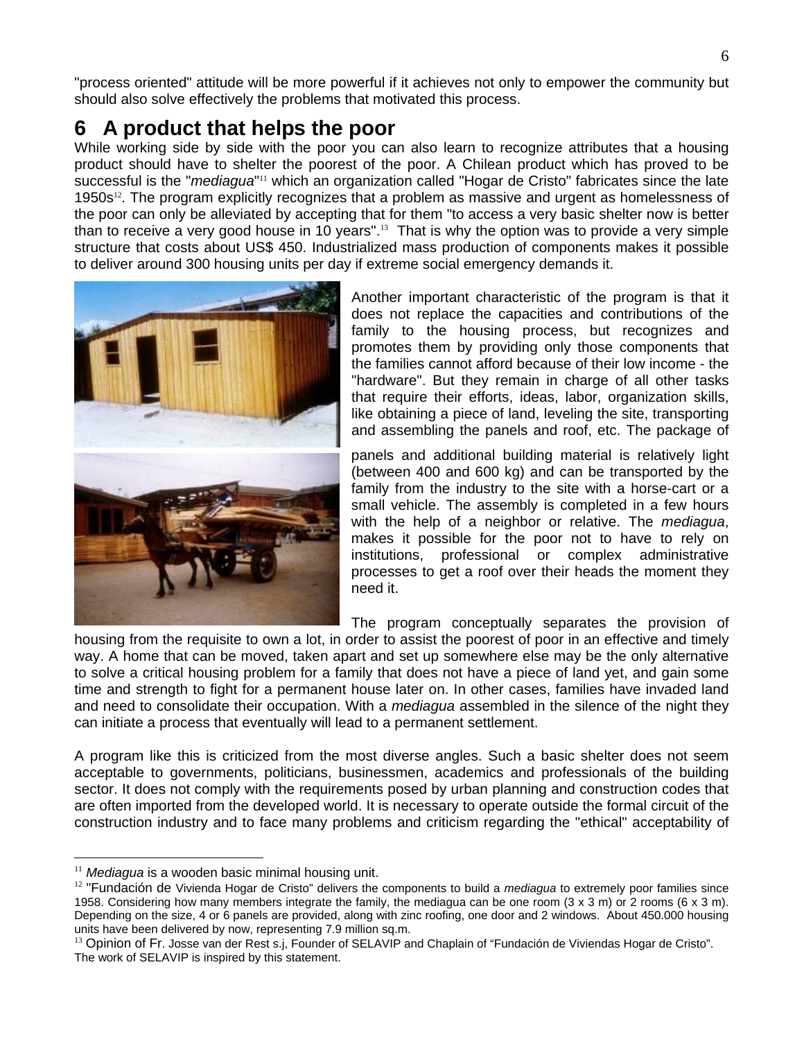"process oriented" attitude will be more powerful if it achieves not only to empower the community but should also solve effectively the problems that motivated this process.

# 6 A product that helps the poor

While working side by side with the poor you can also learn to recognize attributes that a housing product should have to shelter the poorest of the poor. A Chilean product which has proved to be successful is the "*mediagua*"[11] which an organization called "Hogar de Cristo" fabricates since the late 1950s[12]. The program explicitly recognizes that a problem as massive and urgent as homelessness of the poor can only be alleviated by accepting that for them "to access a very basic shelter now is better than to receive a very good house in 10 years".[13] That is why the option was to provide a very simple structure that costs about US$ 450. Industrialized mass production of components makes it possible to deliver around 300 housing units per day if extreme social emergency demands it.

Another important characteristic of the program is that it does not replace the capacities and contributions of the family to the housing process, but recognizes and promotes them by providing only those components that the families cannot afford because of their low income - the "hardware". But they remain in charge of all other tasks that require their efforts, ideas, labor, organization skills, like obtaining a piece of land, leveling the site, transporting and assembling the panels and roof, etc. The package of panels and additional building material is relatively light (between 400 and 600 kg) and can be transported by the family from the industry to the site with a horse-cart or a small vehicle. The assembly is completed in a few hours with the help of a neighbor or relative. The *mediagua*, makes it possible for the poor not to have to rely on institutions, professional or complex administrative processes to get a roof over their heads the moment they need it.

The program conceptually separates the provision of housing from the requisite to own a lot, in order to assist the poorest of poor in an effective and timely way. A home that can be moved, taken apart and set up somewhere else may be the only alternative to solve a critical housing problem for a family that does not have a piece of land yet, and gain some time and strength to fight for a permanent house later on. In other cases, families have invaded land and need to consolidate their occupation. With a *mediagua* assembled in the silence of the night they can initiate a process that eventually will lead to a permanent settlement.

A program like this is criticized from the most diverse angles. Such a basic shelter does not seem acceptable to governments, politicians, businessmen, academics and professionals of the building sector. It does not comply with the requirements posed by urban planning and construction codes that are often imported from the developed world. It is necessary to operate outside the formal circuit of the construction industry and to face many problems and criticism regarding the "ethical" acceptability of

---

[11] *Mediagua* is a wooden basic minimal housing unit.

[12] "Fundación de Vivienda Hogar de Cristo" delivers the components to build a *mediagua* to extremely poor families since 1958. Considering how many members integrate the family, the mediagua can be one room (3 x 3 m) or 2 rooms (6 x 3 m). Depending on the size, 4 or 6 panels are provided, along with zinc roofing, one door and 2 windows. About 450.000 housing units have been delivered by now, representing 7.9 million sq.m.

[13] Opinion of Fr. Josse van der Rest s.j, Founder of SELAVIP and Chaplain of "Fundación de Viviendas Hogar de Cristo". The work of SELAVIP is inspired by this statement.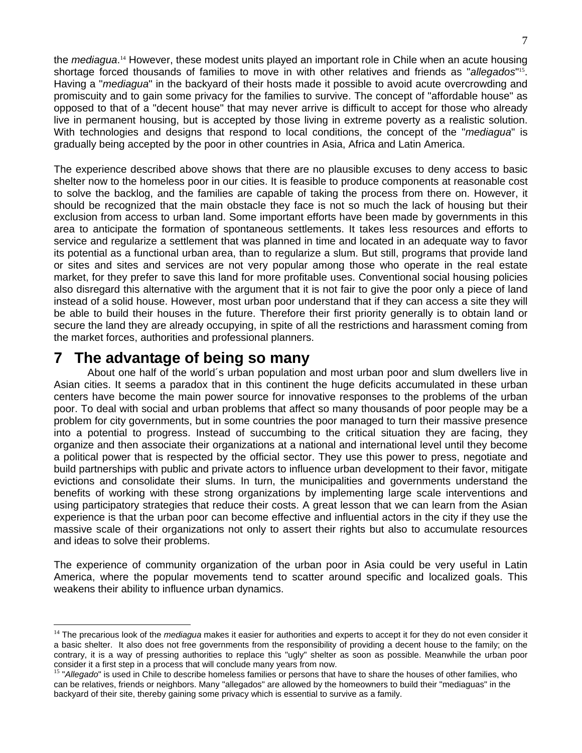the *mediagua*.[14] However, these modest units played an important role in Chile when an acute housing shortage forced thousands of families to move in with other relatives and friends as "*allegados*"[15]. Having a "*mediagua*" in the backyard of their hosts made it possible to avoid acute overcrowding and promiscuity and to gain some privacy for the families to survive. The concept of "affordable house" as opposed to that of a "decent house" that may never arrive is difficult to accept for those who already live in permanent housing, but is accepted by those living in extreme poverty as a realistic solution. With technologies and designs that respond to local conditions, the concept of the "*mediagua*" is gradually being accepted by the poor in other countries in Asia, Africa and Latin America.

The experience described above shows that there are no plausible excuses to deny access to basic shelter now to the homeless poor in our cities. It is feasible to produce components at reasonable cost to solve the backlog, and the families are capable of taking the process from there on. However, it should be recognized that the main obstacle they face is not so much the lack of housing but their exclusion from access to urban land. Some important efforts have been made by governments in this area to anticipate the formation of spontaneous settlements. It takes less resources and efforts to service and regularize a settlement that was planned in time and located in an adequate way to favor its potential as a functional urban area, than to regularize a slum. But still, programs that provide land or sites and sites and services are not very popular among those who operate in the real estate market, for they prefer to save this land for more profitable uses. Conventional social housing policies also disregard this alternative with the argument that it is not fair to give the poor only a piece of land instead of a solid house. However, most urban poor understand that if they can access a site they will be able to build their houses in the future. Therefore their first priority generally is to obtain land or secure the land they are already occupying, in spite of all the restrictions and harassment coming from the market forces, authorities and professional planners.

## 7 The advantage of being so many

About one half of the world´s urban population and most urban poor and slum dwellers live in Asian cities. It seems a paradox that in this continent the huge deficits accumulated in these urban centers have become the main power source for innovative responses to the problems of the urban poor. To deal with social and urban problems that affect so many thousands of poor people may be a problem for city governments, but in some countries the poor managed to turn their massive presence into a potential to progress. Instead of succumbing to the critical situation they are facing, they organize and then associate their organizations at a national and international level until they become a political power that is respected by the official sector. They use this power to press, negotiate and build partnerships with public and private actors to influence urban development to their favor, mitigate evictions and consolidate their slums. In turn, the municipalities and governments understand the benefits of working with these strong organizations by implementing large scale interventions and using participatory strategies that reduce their costs. A great lesson that we can learn from the Asian experience is that the urban poor can become effective and influential actors in the city if they use the massive scale of their organizations not only to assert their rights but also to accumulate resources and ideas to solve their problems.

The experience of community organization of the urban poor in Asia could be very useful in Latin America, where the popular movements tend to scatter around specific and localized goals. This weakens their ability to influence urban dynamics.

---

[14] The precarious look of the *mediagua* makes it easier for authorities and experts to accept it for they do not even consider it a basic shelter. It also does not free governments from the responsibility of providing a decent house to the family; on the contrary, it is a way of pressing authorities to replace this "ugly" shelter as soon as possible. Meanwhile the urban poor consider it a first step in a process that will conclude many years from now.

[15] "*Allegado*" is used in Chile to describe homeless families or persons that have to share the houses of other families, who can be relatives, friends or neighbors. Many "allegados" are allowed by the homeowners to build their "mediaguas" in the backyard of their site, thereby gaining some privacy which is essential to survive as a family.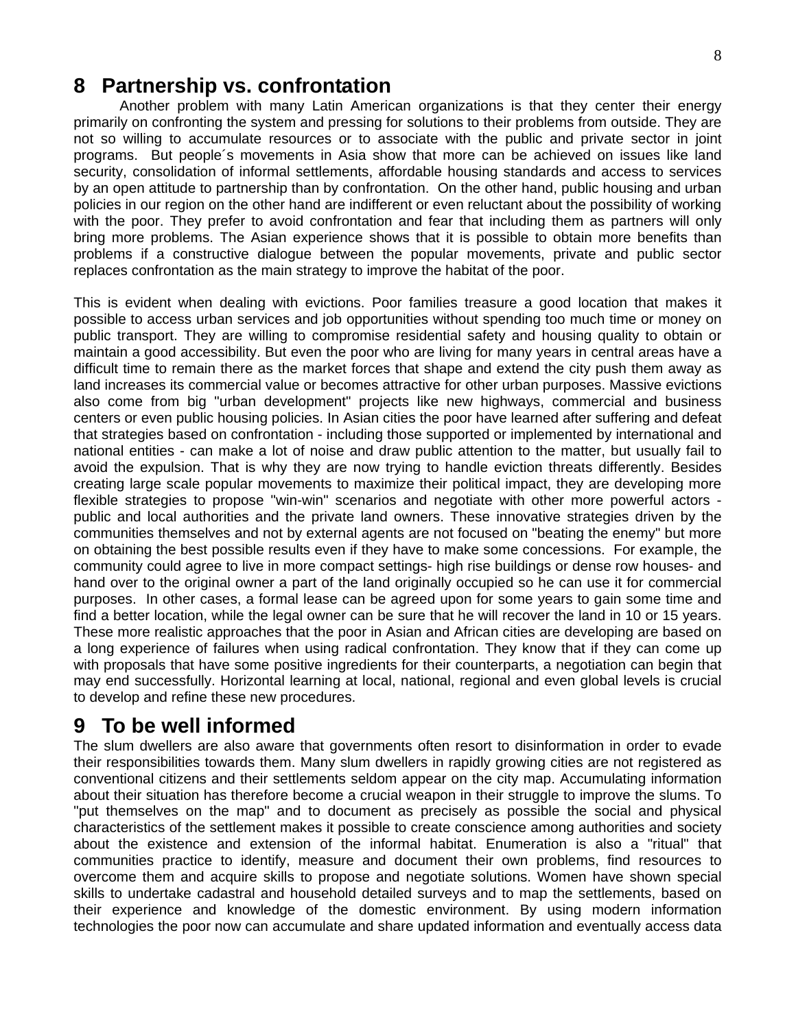# 8 Partnership vs. confrontation

Another problem with many Latin American organizations is that they center their energy primarily on confronting the system and pressing for solutions to their problems from outside. They are not so willing to accumulate resources or to associate with the public and private sector in joint programs. But people´s movements in Asia show that more can be achieved on issues like land security, consolidation of informal settlements, affordable housing standards and access to services by an open attitude to partnership than by confrontation. On the other hand, public housing and urban policies in our region on the other hand are indifferent or even reluctant about the possibility of working with the poor. They prefer to avoid confrontation and fear that including them as partners will only bring more problems. The Asian experience shows that it is possible to obtain more benefits than problems if a constructive dialogue between the popular movements, private and public sector replaces confrontation as the main strategy to improve the habitat of the poor.

This is evident when dealing with evictions. Poor families treasure a good location that makes it possible to access urban services and job opportunities without spending too much time or money on public transport. They are willing to compromise residential safety and housing quality to obtain or maintain a good accessibility. But even the poor who are living for many years in central areas have a difficult time to remain there as the market forces that shape and extend the city push them away as land increases its commercial value or becomes attractive for other urban purposes. Massive evictions also come from big "urban development" projects like new highways, commercial and business centers or even public housing policies. In Asian cities the poor have learned after suffering and defeat that strategies based on confrontation - including those supported or implemented by international and national entities - can make a lot of noise and draw public attention to the matter, but usually fail to avoid the expulsion. That is why they are now trying to handle eviction threats differently. Besides creating large scale popular movements to maximize their political impact, they are developing more flexible strategies to propose "win-win" scenarios and negotiate with other more powerful actors - public and local authorities and the private land owners. These innovative strategies driven by the communities themselves and not by external agents are not focused on "beating the enemy" but more on obtaining the best possible results even if they have to make some concessions. For example, the community could agree to live in more compact settings- high rise buildings or dense row houses- and hand over to the original owner a part of the land originally occupied so he can use it for commercial purposes. In other cases, a formal lease can be agreed upon for some years to gain some time and find a better location, while the legal owner can be sure that he will recover the land in 10 or 15 years. These more realistic approaches that the poor in Asian and African cities are developing are based on a long experience of failures when using radical confrontation. They know that if they can come up with proposals that have some positive ingredients for their counterparts, a negotiation can begin that may end successfully. Horizontal learning at local, national, regional and even global levels is crucial to develop and refine these new procedures.

# 9 To be well informed

The slum dwellers are also aware that governments often resort to disinformation in order to evade their responsibilities towards them. Many slum dwellers in rapidly growing cities are not registered as conventional citizens and their settlements seldom appear on the city map. Accumulating information about their situation has therefore become a crucial weapon in their struggle to improve the slums. To "put themselves on the map" and to document as precisely as possible the social and physical characteristics of the settlement makes it possible to create conscience among authorities and society about the existence and extension of the informal habitat. Enumeration is also a "ritual" that communities practice to identify, measure and document their own problems, find resources to overcome them and acquire skills to propose and negotiate solutions. Women have shown special skills to undertake cadastral and household detailed surveys and to map the settlements, based on their experience and knowledge of the domestic environment. By using modern information technologies the poor now can accumulate and share updated information and eventually access data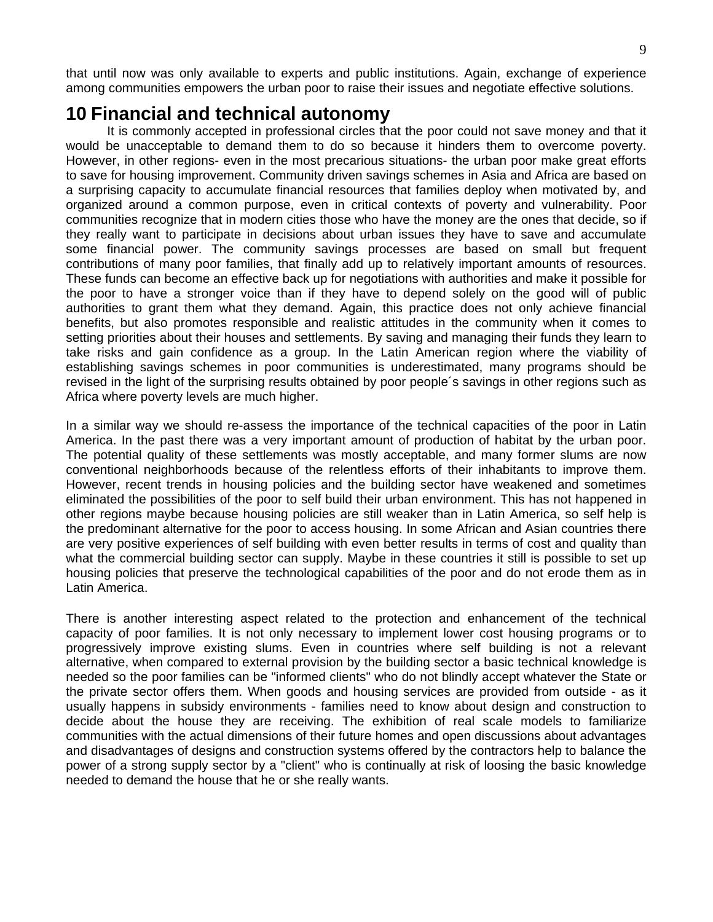that until now was only available to experts and public institutions. Again, exchange of experience among communities empowers the urban poor to raise their issues and negotiate effective solutions.

# 10 Financial and technical autonomy

It is commonly accepted in professional circles that the poor could not save money and that it would be unacceptable to demand them to do so because it hinders them to overcome poverty. However, in other regions- even in the most precarious situations- the urban poor make great efforts to save for housing improvement. Community driven savings schemes in Asia and Africa are based on a surprising capacity to accumulate financial resources that families deploy when motivated by, and organized around a common purpose, even in critical contexts of poverty and vulnerability. Poor communities recognize that in modern cities those who have the money are the ones that decide, so if they really want to participate in decisions about urban issues they have to save and accumulate some financial power. The community savings processes are based on small but frequent contributions of many poor families, that finally add up to relatively important amounts of resources. These funds can become an effective back up for negotiations with authorities and make it possible for the poor to have a stronger voice than if they have to depend solely on the good will of public authorities to grant them what they demand. Again, this practice does not only achieve financial benefits, but also promotes responsible and realistic attitudes in the community when it comes to setting priorities about their houses and settlements. By saving and managing their funds they learn to take risks and gain confidence as a group. In the Latin American region where the viability of establishing savings schemes in poor communities is underestimated, many programs should be revised in the light of the surprising results obtained by poor people´s savings in other regions such as Africa where poverty levels are much higher.

In a similar way we should re-assess the importance of the technical capacities of the poor in Latin America. In the past there was a very important amount of production of habitat by the urban poor. The potential quality of these settlements was mostly acceptable, and many former slums are now conventional neighborhoods because of the relentless efforts of their inhabitants to improve them. However, recent trends in housing policies and the building sector have weakened and sometimes eliminated the possibilities of the poor to self build their urban environment. This has not happened in other regions maybe because housing policies are still weaker than in Latin America, so self help is the predominant alternative for the poor to access housing. In some African and Asian countries there are very positive experiences of self building with even better results in terms of cost and quality than what the commercial building sector can supply. Maybe in these countries it still is possible to set up housing policies that preserve the technological capabilities of the poor and do not erode them as in Latin America.

There is another interesting aspect related to the protection and enhancement of the technical capacity of poor families. It is not only necessary to implement lower cost housing programs or to progressively improve existing slums. Even in countries where self building is not a relevant alternative, when compared to external provision by the building sector a basic technical knowledge is needed so the poor families can be "informed clients" who do not blindly accept whatever the State or the private sector offers them. When goods and housing services are provided from outside - as it usually happens in subsidy environments - families need to know about design and construction to decide about the house they are receiving. The exhibition of real scale models to familiarize communities with the actual dimensions of their future homes and open discussions about advantages and disadvantages of designs and construction systems offered by the contractors help to balance the power of a strong supply sector by a "client" who is continually at risk of loosing the basic knowledge needed to demand the house that he or she really wants.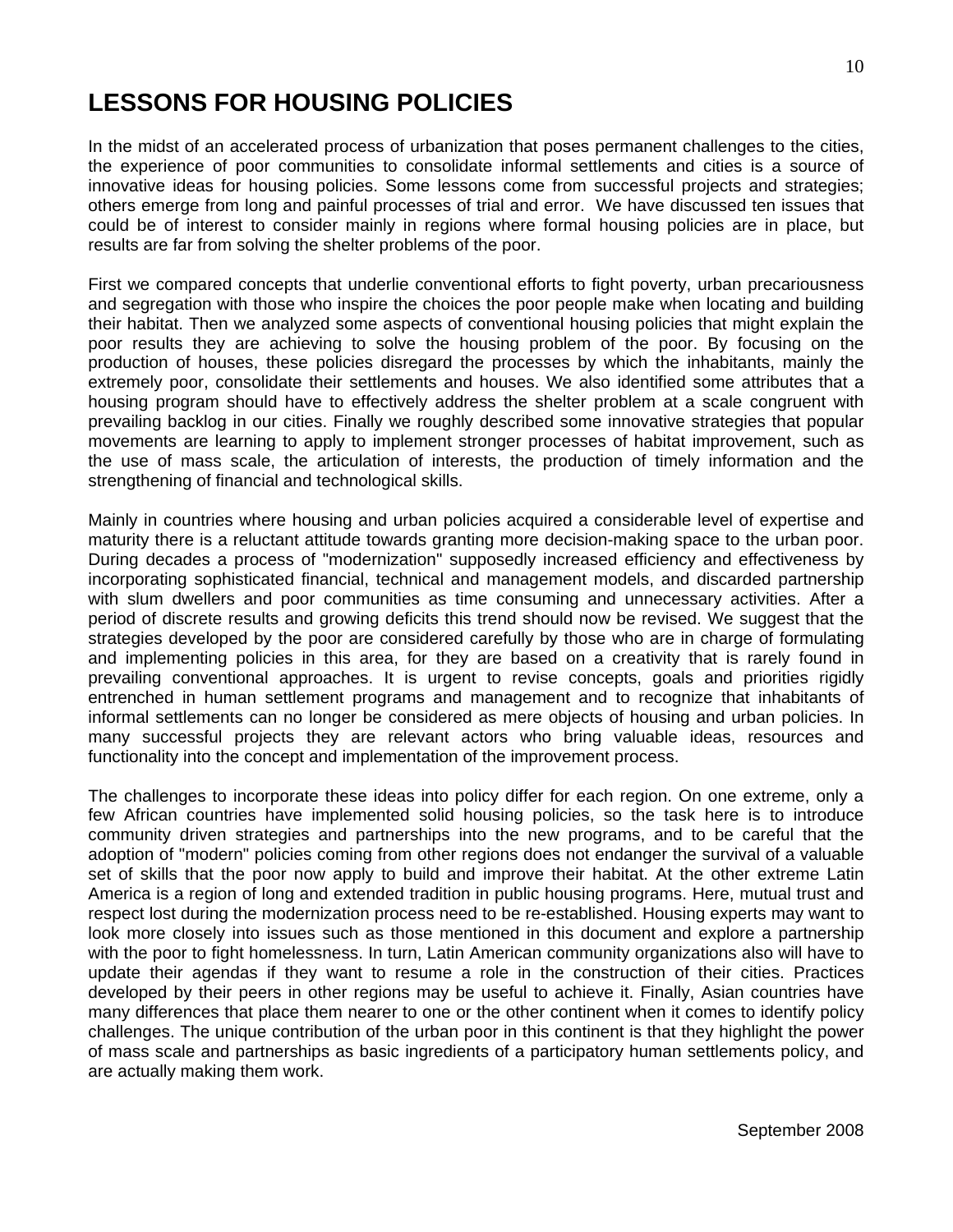# LESSONS FOR HOUSING POLICIES

In the midst of an accelerated process of urbanization that poses permanent challenges to the cities, the experience of poor communities to consolidate informal settlements and cities is a source of innovative ideas for housing policies. Some lessons come from successful projects and strategies; others emerge from long and painful processes of trial and error. We have discussed ten issues that could be of interest to consider mainly in regions where formal housing policies are in place, but results are far from solving the shelter problems of the poor.

First we compared concepts that underlie conventional efforts to fight poverty, urban precariousness and segregation with those who inspire the choices the poor people make when locating and building their habitat. Then we analyzed some aspects of conventional housing policies that might explain the poor results they are achieving to solve the housing problem of the poor. By focusing on the production of houses, these policies disregard the processes by which the inhabitants, mainly the extremely poor, consolidate their settlements and houses. We also identified some attributes that a housing program should have to effectively address the shelter problem at a scale congruent with prevailing backlog in our cities. Finally we roughly described some innovative strategies that popular movements are learning to apply to implement stronger processes of habitat improvement, such as the use of mass scale, the articulation of interests, the production of timely information and the strengthening of financial and technological skills.

Mainly in countries where housing and urban policies acquired a considerable level of expertise and maturity there is a reluctant attitude towards granting more decision-making space to the urban poor. During decades a process of "modernization" supposedly increased efficiency and effectiveness by incorporating sophisticated financial, technical and management models, and discarded partnership with slum dwellers and poor communities as time consuming and unnecessary activities. After a period of discrete results and growing deficits this trend should now be revised. We suggest that the strategies developed by the poor are considered carefully by those who are in charge of formulating and implementing policies in this area, for they are based on a creativity that is rarely found in prevailing conventional approaches. It is urgent to revise concepts, goals and priorities rigidly entrenched in human settlement programs and management and to recognize that inhabitants of informal settlements can no longer be considered as mere objects of housing and urban policies. In many successful projects they are relevant actors who bring valuable ideas, resources and functionality into the concept and implementation of the improvement process.

The challenges to incorporate these ideas into policy differ for each region. On one extreme, only a few African countries have implemented solid housing policies, so the task here is to introduce community driven strategies and partnerships into the new programs, and to be careful that the adoption of "modern" policies coming from other regions does not endanger the survival of a valuable set of skills that the poor now apply to build and improve their habitat. At the other extreme Latin America is a region of long and extended tradition in public housing programs. Here, mutual trust and respect lost during the modernization process need to be re-established. Housing experts may want to look more closely into issues such as those mentioned in this document and explore a partnership with the poor to fight homelessness. In turn, Latin American community organizations also will have to update their agendas if they want to resume a role in the construction of their cities. Practices developed by their peers in other regions may be useful to achieve it. Finally, Asian countries have many differences that place them nearer to one or the other continent when it comes to identify policy challenges. The unique contribution of the urban poor in this continent is that they highlight the power of mass scale and partnerships as basic ingredients of a participatory human settlements policy, and are actually making them work.

September 2008